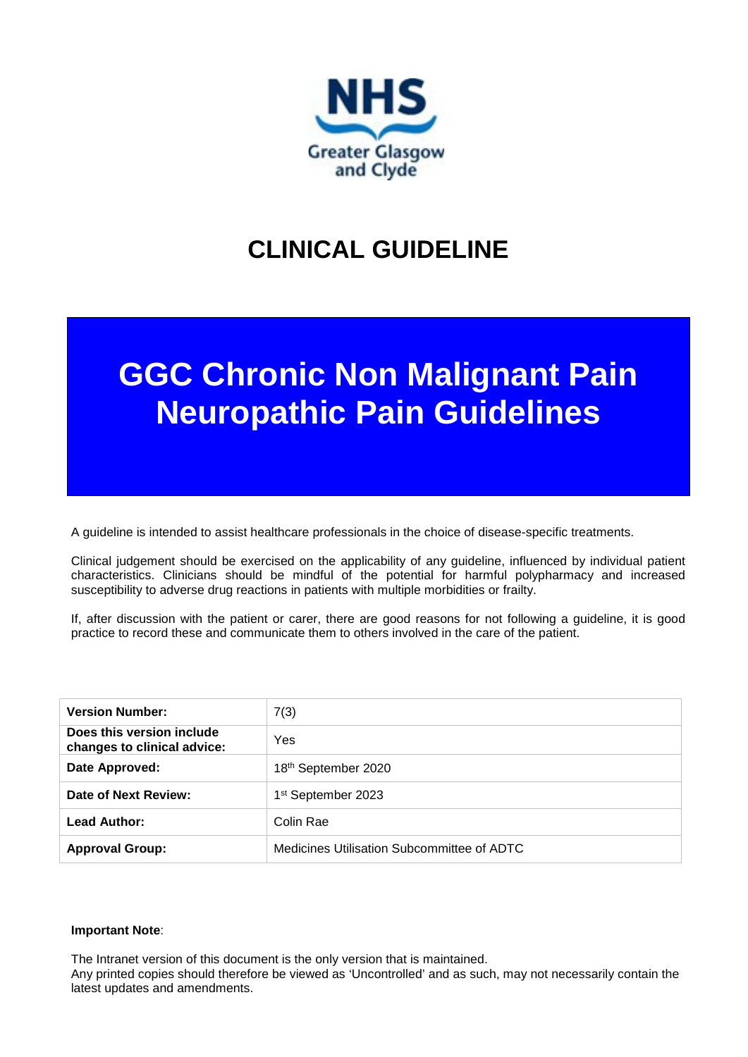NHS Greater Glasgow and Clyde

# CLINICAL GUIDELINE

# GGC Chronic Non Malignant Pain Neuropathic Pain Guidelines

A guideline is intended to assist healthcare professionals in the choice of disease-specific treatments.

Clinical judgement should be exercised on the applicability of any guideline, influenced by individual patient characteristics. Clinicians should be mindful of the potential for harmful polypharmacy and increased susceptibility to adverse drug reactions in patients with multiple morbidities or frailty.

If, after discussion with the patient or carer, there are good reasons for not following a guideline, it is good practice to record these and communicate them to others involved in the care of the patient.

| | |
|---|---|
| **Version Number:** | 7(3) |
| **Does this version include changes to clinical advice:** | Yes |
| **Date Approved:** | 18th September 2020 |
| **Date of Next Review:** | 1st September 2023 |
| **Lead Author:** | Colin Rae |
| **Approval Group:** | Medicines Utilisation Subcommittee of ADTC |

**Important Note**:

The Intranet version of this document is the only version that is maintained.
Any printed copies should therefore be viewed as 'Uncontrolled' and as such, may not necessarily contain the latest updates and amendments.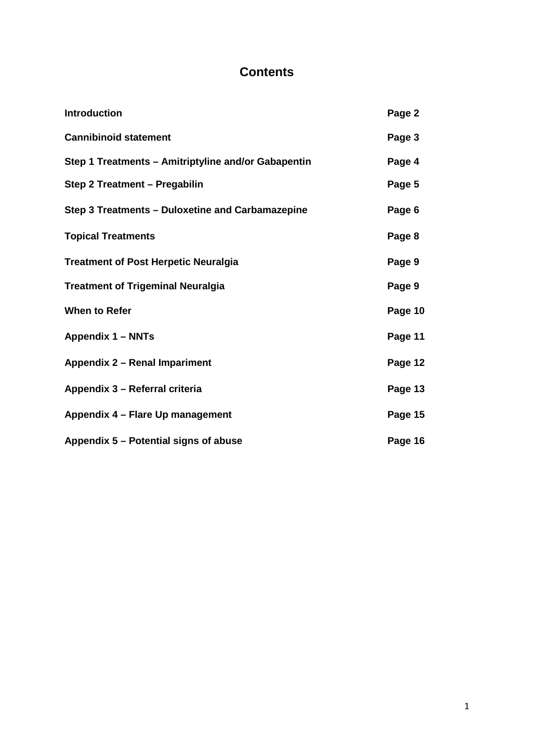# Contents

| | |
|---|---|
| **Introduction** | **Page 2** |
| **Cannibinoid statement** | **Page 3** |
| **Step 1 Treatments – Amitriptyline and/or Gabapentin** | **Page 4** |
| **Step 2 Treatment – Pregabilin** | **Page 5** |
| **Step 3 Treatments – Duloxetine and Carbamazepine** | **Page 6** |
| **Topical Treatments** | **Page 8** |
| **Treatment of Post Herpetic Neuralgia** | **Page 9** |
| **Treatment of Trigeminal Neuralgia** | **Page 9** |
| **When to Refer** | **Page 10** |
| **Appendix 1 – NNTs** | **Page 11** |
| **Appendix 2 – Renal Impariment** | **Page 12** |
| **Appendix 3 – Referral criteria** | **Page 13** |
| **Appendix 4 – Flare Up management** | **Page 15** |
| **Appendix 5 – Potential signs of abuse** | **Page 16** |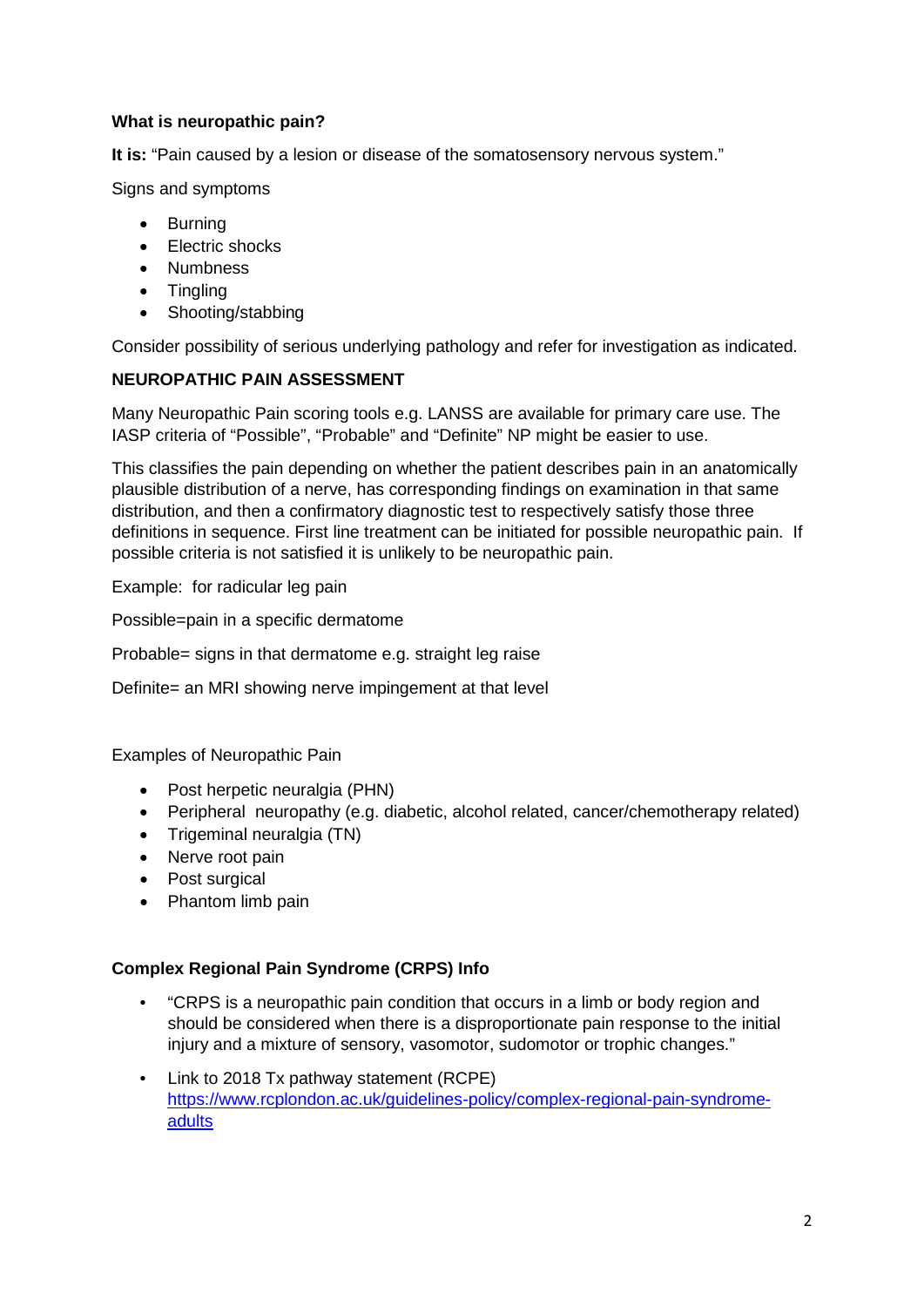**What is neuropathic pain?**

**It is:** "Pain caused by a lesion or disease of the somatosensory nervous system."

Signs and symptoms

- Burning
- Electric shocks
- Numbness
- Tingling
- Shooting/stabbing

Consider possibility of serious underlying pathology and refer for investigation as indicated.

**NEUROPATHIC PAIN ASSESSMENT**

Many Neuropathic Pain scoring tools e.g. LANSS are available for primary care use. The IASP criteria of "Possible", "Probable" and "Definite" NP might be easier to use.

This classifies the pain depending on whether the patient describes pain in an anatomically plausible distribution of a nerve, has corresponding findings on examination in that same distribution, and then a confirmatory diagnostic test to respectively satisfy those three definitions in sequence. First line treatment can be initiated for possible neuropathic pain. If possible criteria is not satisfied it is unlikely to be neuropathic pain.

Example: for radicular leg pain

Possible=pain in a specific dermatome

Probable= signs in that dermatome e.g. straight leg raise

Definite= an MRI showing nerve impingement at that level

Examples of Neuropathic Pain

- Post herpetic neuralgia (PHN)
- Peripheral neuropathy (e.g. diabetic, alcohol related, cancer/chemotherapy related)
- Trigeminal neuralgia (TN)
- Nerve root pain
- Post surgical
- Phantom limb pain

**Complex Regional Pain Syndrome (CRPS) Info**

- "CRPS is a neuropathic pain condition that occurs in a limb or body region and should be considered when there is a disproportionate pain response to the initial injury and a mixture of sensory, vasomotor, sudomotor or trophic changes."
- Link to 2018 Tx pathway statement (RCPE) https://www.rcplondon.ac.uk/guidelines-policy/complex-regional-pain-syndrome-adults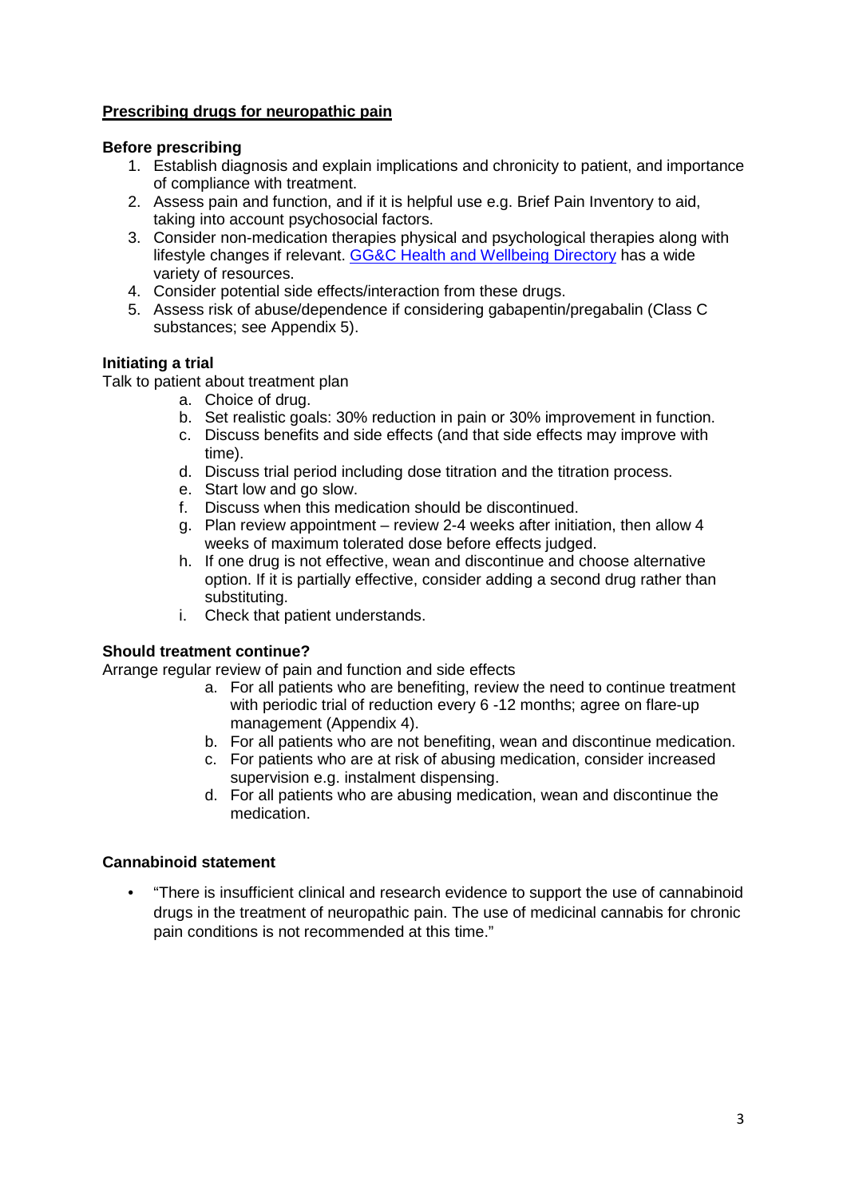## Prescribing drugs for neuropathic pain

### Before prescribing

1. Establish diagnosis and explain implications and chronicity to patient, and importance of compliance with treatment.
2. Assess pain and function, and if it is helpful use e.g. Brief Pain Inventory to aid, taking into account psychosocial factors.
3. Consider non-medication therapies physical and psychological therapies along with lifestyle changes if relevant. [GG&C Health and Wellbeing Directory]() has a wide variety of resources.
4. Consider potential side effects/interaction from these drugs.
5. Assess risk of abuse/dependence if considering gabapentin/pregabalin (Class C substances; see Appendix 5).

### Initiating a trial

Talk to patient about treatment plan

a. Choice of drug.
b. Set realistic goals: 30% reduction in pain or 30% improvement in function.
c. Discuss benefits and side effects (and that side effects may improve with time).
d. Discuss trial period including dose titration and the titration process.
e. Start low and go slow.
f. Discuss when this medication should be discontinued.
g. Plan review appointment – review 2-4 weeks after initiation, then allow 4 weeks of maximum tolerated dose before effects judged.
h. If one drug is not effective, wean and discontinue and choose alternative option. If it is partially effective, consider adding a second drug rather than substituting.
i. Check that patient understands.

### Should treatment continue?

Arrange regular review of pain and function and side effects

a. For all patients who are benefiting, review the need to continue treatment with periodic trial of reduction every 6 -12 months; agree on flare-up management (Appendix 4).
b. For all patients who are not benefiting, wean and discontinue medication.
c. For patients who are at risk of abusing medication, consider increased supervision e.g. instalment dispensing.
d. For all patients who are abusing medication, wean and discontinue the medication.

### Cannabinoid statement

- "There is insufficient clinical and research evidence to support the use of cannabinoid drugs in the treatment of neuropathic pain. The use of medicinal cannabis for chronic pain conditions is not recommended at this time."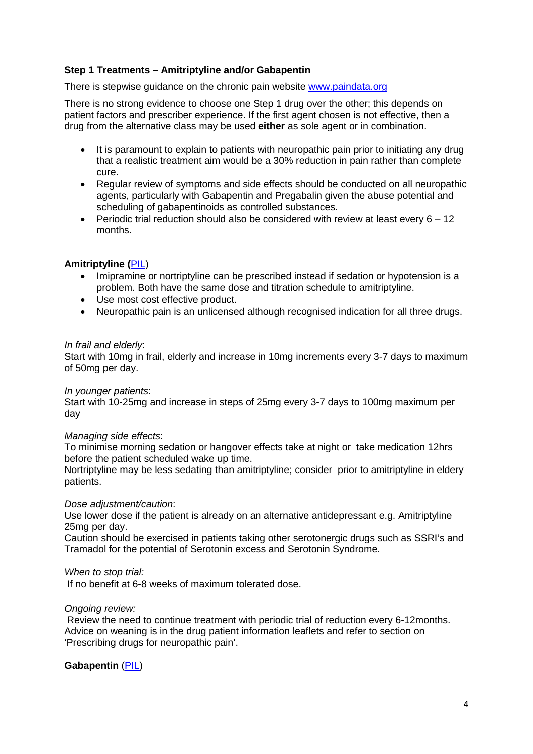### Step 1 Treatments – Amitriptyline and/or Gabapentin

There is stepwise guidance on the chronic pain website [www.paindata.org](www.paindata.org)

There is no strong evidence to choose one Step 1 drug over the other; this depends on patient factors and prescriber experience. If the first agent chosen is not effective, then a drug from the alternative class may be used **either** as sole agent or in combination.

- It is paramount to explain to patients with neuropathic pain prior to initiating any drug that a realistic treatment aim would be a 30% reduction in pain rather than complete cure.
- Regular review of symptoms and side effects should be conducted on all neuropathic agents, particularly with Gabapentin and Pregabalin given the abuse potential and scheduling of gabapentinoids as controlled substances.
- Periodic trial reduction should also be considered with review at least every 6 – 12 months.

**Amitriptyline (**PIL)

- Imipramine or nortriptyline can be prescribed instead if sedation or hypotension is a problem. Both have the same dose and titration schedule to amitriptyline.
- Use most cost effective product.
- Neuropathic pain is an unlicensed although recognised indication for all three drugs.

*In frail and elderly*:
Start with 10mg in frail, elderly and increase in 10mg increments every 3-7 days to maximum of 50mg per day.

*In younger patients*:
Start with 10-25mg and increase in steps of 25mg every 3-7 days to 100mg maximum per day

*Managing side effects*:
To minimise morning sedation or hangover effects take at night or take medication 12hrs before the patient scheduled wake up time.
Nortriptyline may be less sedating than amitriptyline; consider prior to amitriptyline in eldery patients.

*Dose adjustment/caution*:
Use lower dose if the patient is already on an alternative antidepressant e.g. Amitriptyline 25mg per day.
Caution should be exercised in patients taking other serotonergic drugs such as SSRI's and Tramadol for the potential of Serotonin excess and Serotonin Syndrome.

*When to stop trial:*
If no benefit at 6-8 weeks of maximum tolerated dose.

*Ongoing review:*
Review the need to continue treatment with periodic trial of reduction every 6-12months. Advice on weaning is in the drug patient information leaflets and refer to section on 'Prescribing drugs for neuropathic pain'.

**Gabapentin** (PIL)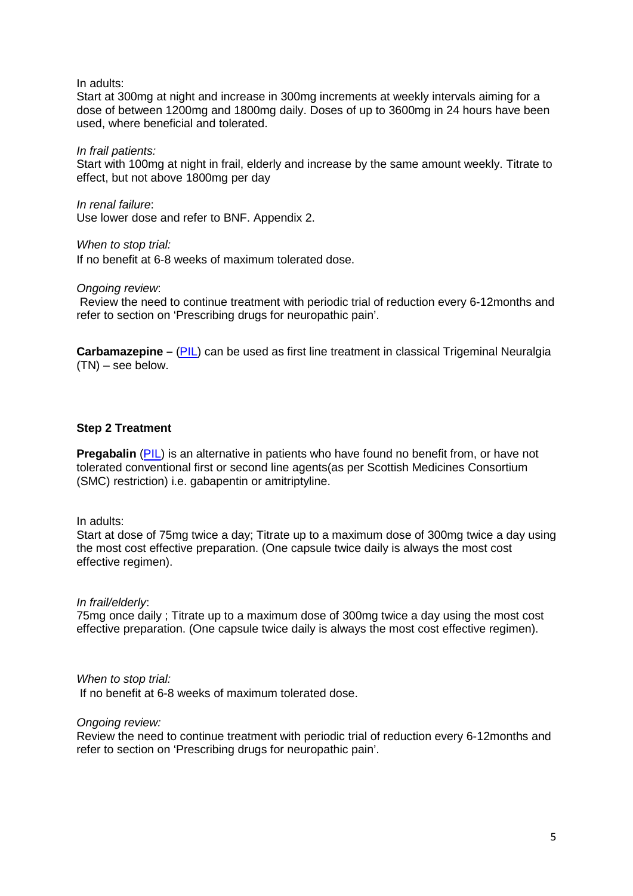In adults:
Start at 300mg at night and increase in 300mg increments at weekly intervals aiming for a dose of between 1200mg and 1800mg daily. Doses of up to 3600mg in 24 hours have been used, where beneficial and tolerated.

*In frail patients:*
Start with 100mg at night in frail, elderly and increase by the same amount weekly. Titrate to effect, but not above 1800mg per day

*In renal failure*:
Use lower dose and refer to BNF. Appendix 2.

*When to stop trial:*
If no benefit at 6-8 weeks of maximum tolerated dose.

*Ongoing review*:
Review the need to continue treatment with periodic trial of reduction every 6-12months and refer to section on 'Prescribing drugs for neuropathic pain'.

**Carbamazepine –** (PIL) can be used as first line treatment in classical Trigeminal Neuralgia (TN) – see below.

### Step 2 Treatment

**Pregabalin** (PIL) is an alternative in patients who have found no benefit from, or have not tolerated conventional first or second line agents(as per Scottish Medicines Consortium (SMC) restriction) i.e. gabapentin or amitriptyline.

In adults:
Start at dose of 75mg twice a day; Titrate up to a maximum dose of 300mg twice a day using the most cost effective preparation. (One capsule twice daily is always the most cost effective regimen).

*In frail/elderly*:
75mg once daily ; Titrate up to a maximum dose of 300mg twice a day using the most cost effective preparation. (One capsule twice daily is always the most cost effective regimen).

*When to stop trial:*
If no benefit at 6-8 weeks of maximum tolerated dose.

*Ongoing review:*
Review the need to continue treatment with periodic trial of reduction every 6-12months and refer to section on 'Prescribing drugs for neuropathic pain'.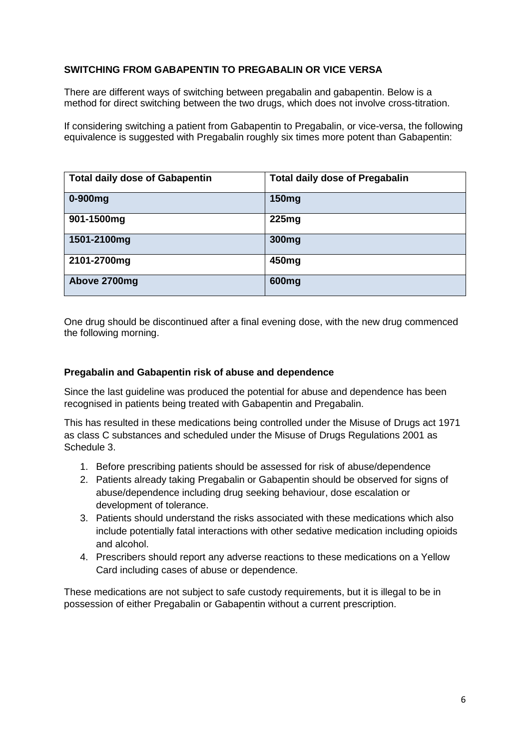**SWITCHING FROM GABAPENTIN TO PREGABALIN OR VICE VERSA**

There are different ways of switching between pregabalin and gabapentin. Below is a method for direct switching between the two drugs, which does not involve cross-titration.

If considering switching a patient from Gabapentin to Pregabalin, or vice-versa, the following equivalence is suggested with Pregabalin roughly six times more potent than Gabapentin:

| Total daily dose of Gabapentin | Total daily dose of Pregabalin |
|---|---|
| 0-900mg | 150mg |
| 901-1500mg | 225mg |
| 1501-2100mg | 300mg |
| 2101-2700mg | 450mg |
| Above 2700mg | 600mg |

One drug should be discontinued after a final evening dose, with the new drug commenced the following morning.

**Pregabalin and Gabapentin risk of abuse and dependence**

Since the last guideline was produced the potential for abuse and dependence has been recognised in patients being treated with Gabapentin and Pregabalin.

This has resulted in these medications being controlled under the Misuse of Drugs act 1971 as class C substances and scheduled under the Misuse of Drugs Regulations 2001 as Schedule 3.

1. Before prescribing patients should be assessed for risk of abuse/dependence
2. Patients already taking Pregabalin or Gabapentin should be observed for signs of abuse/dependence including drug seeking behaviour, dose escalation or development of tolerance.
3. Patients should understand the risks associated with these medications which also include potentially fatal interactions with other sedative medication including opioids and alcohol.
4. Prescribers should report any adverse reactions to these medications on a Yellow Card including cases of abuse or dependence.

These medications are not subject to safe custody requirements, but it is illegal to be in possession of either Pregabalin or Gabapentin without a current prescription.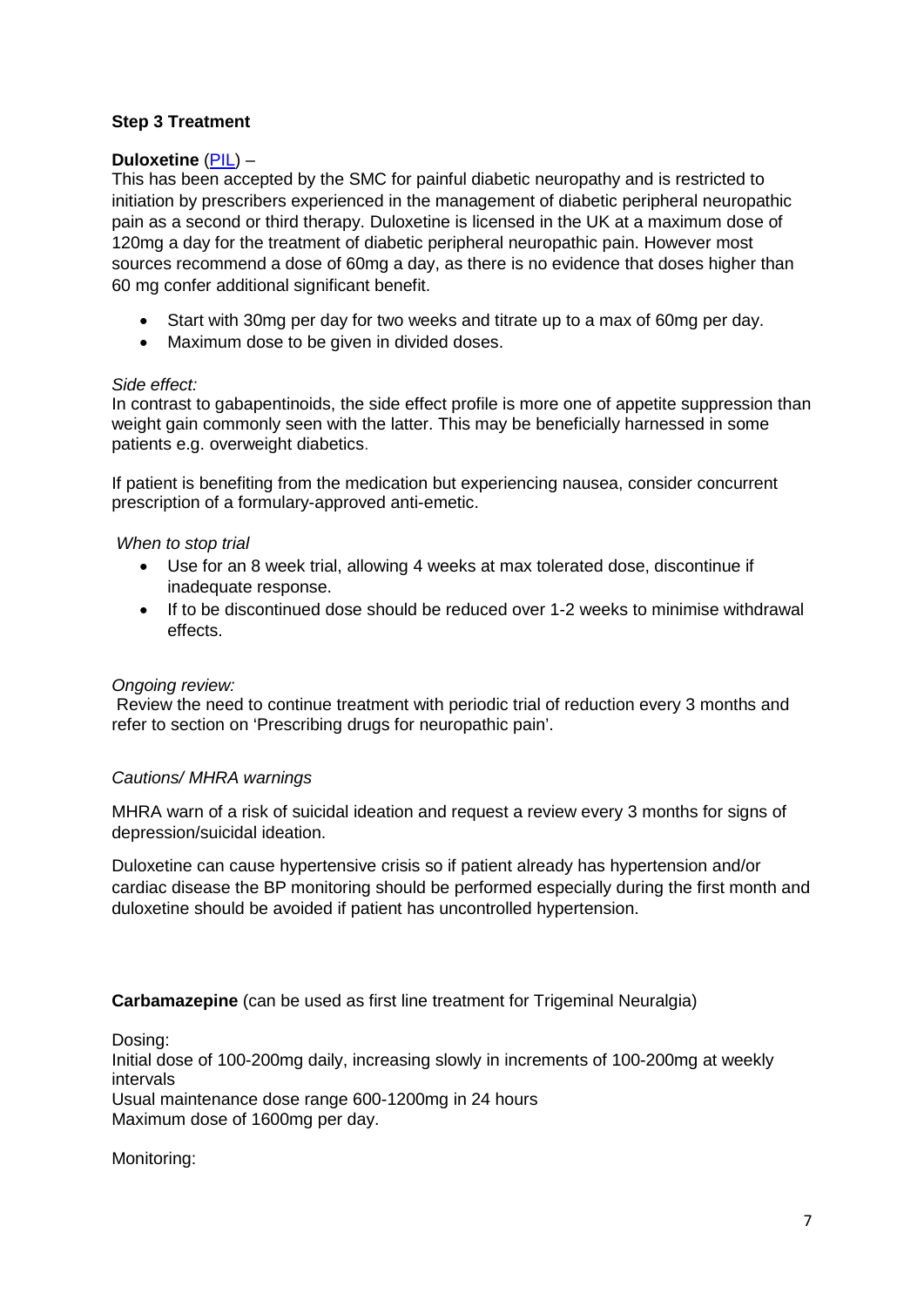**Step 3 Treatment**

**Duloxetine** (PIL) –
This has been accepted by the SMC for painful diabetic neuropathy and is restricted to initiation by prescribers experienced in the management of diabetic peripheral neuropathic pain as a second or third therapy. Duloxetine is licensed in the UK at a maximum dose of 120mg a day for the treatment of diabetic peripheral neuropathic pain. However most sources recommend a dose of 60mg a day, as there is no evidence that doses higher than 60 mg confer additional significant benefit.

- Start with 30mg per day for two weeks and titrate up to a max of 60mg per day.
- Maximum dose to be given in divided doses.

*Side effect:*
In contrast to gabapentinoids, the side effect profile is more one of appetite suppression than weight gain commonly seen with the latter. This may be beneficially harnessed in some patients e.g. overweight diabetics.

If patient is benefiting from the medication but experiencing nausea, consider concurrent prescription of a formulary-approved anti-emetic.

*When to stop trial*

- Use for an 8 week trial, allowing 4 weeks at max tolerated dose, discontinue if inadequate response.
- If to be discontinued dose should be reduced over 1-2 weeks to minimise withdrawal effects.

*Ongoing review:*
Review the need to continue treatment with periodic trial of reduction every 3 months and refer to section on 'Prescribing drugs for neuropathic pain'.

*Cautions/ MHRA warnings*

MHRA warn of a risk of suicidal ideation and request a review every 3 months for signs of depression/suicidal ideation.

Duloxetine can cause hypertensive crisis so if patient already has hypertension and/or cardiac disease the BP monitoring should be performed especially during the first month and duloxetine should be avoided if patient has uncontrolled hypertension.

**Carbamazepine** (can be used as first line treatment for Trigeminal Neuralgia)

Dosing:
Initial dose of 100-200mg daily, increasing slowly in increments of 100-200mg at weekly intervals
Usual maintenance dose range 600-1200mg in 24 hours
Maximum dose of 1600mg per day.

Monitoring: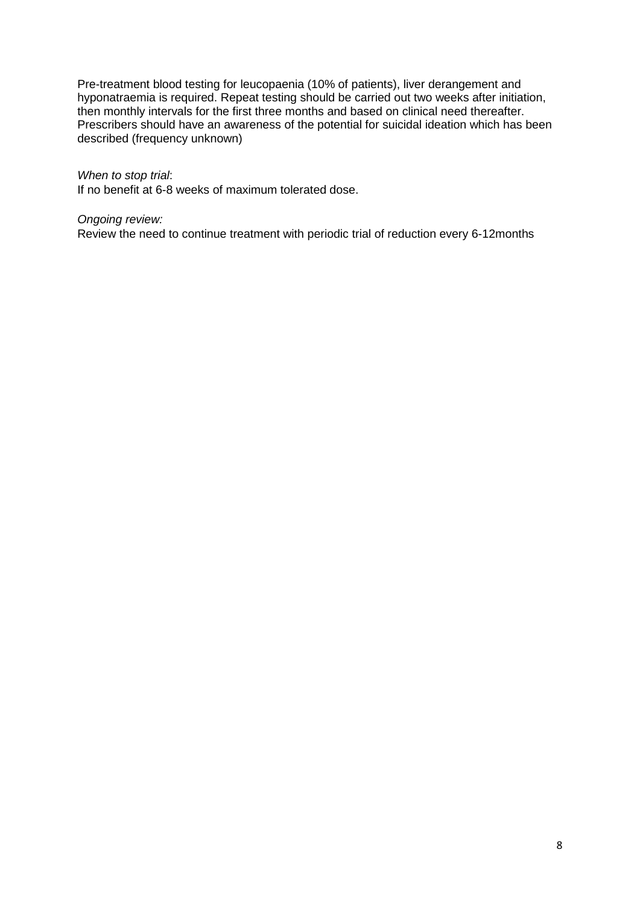Pre-treatment blood testing for leucopaenia (10% of patients), liver derangement and hyponatraemia is required. Repeat testing should be carried out two weeks after initiation, then monthly intervals for the first three months and based on clinical need thereafter. Prescribers should have an awareness of the potential for suicidal ideation which has been described (frequency unknown)

*When to stop trial*:
If no benefit at 6-8 weeks of maximum tolerated dose.

*Ongoing review:*
Review the need to continue treatment with periodic trial of reduction every 6-12months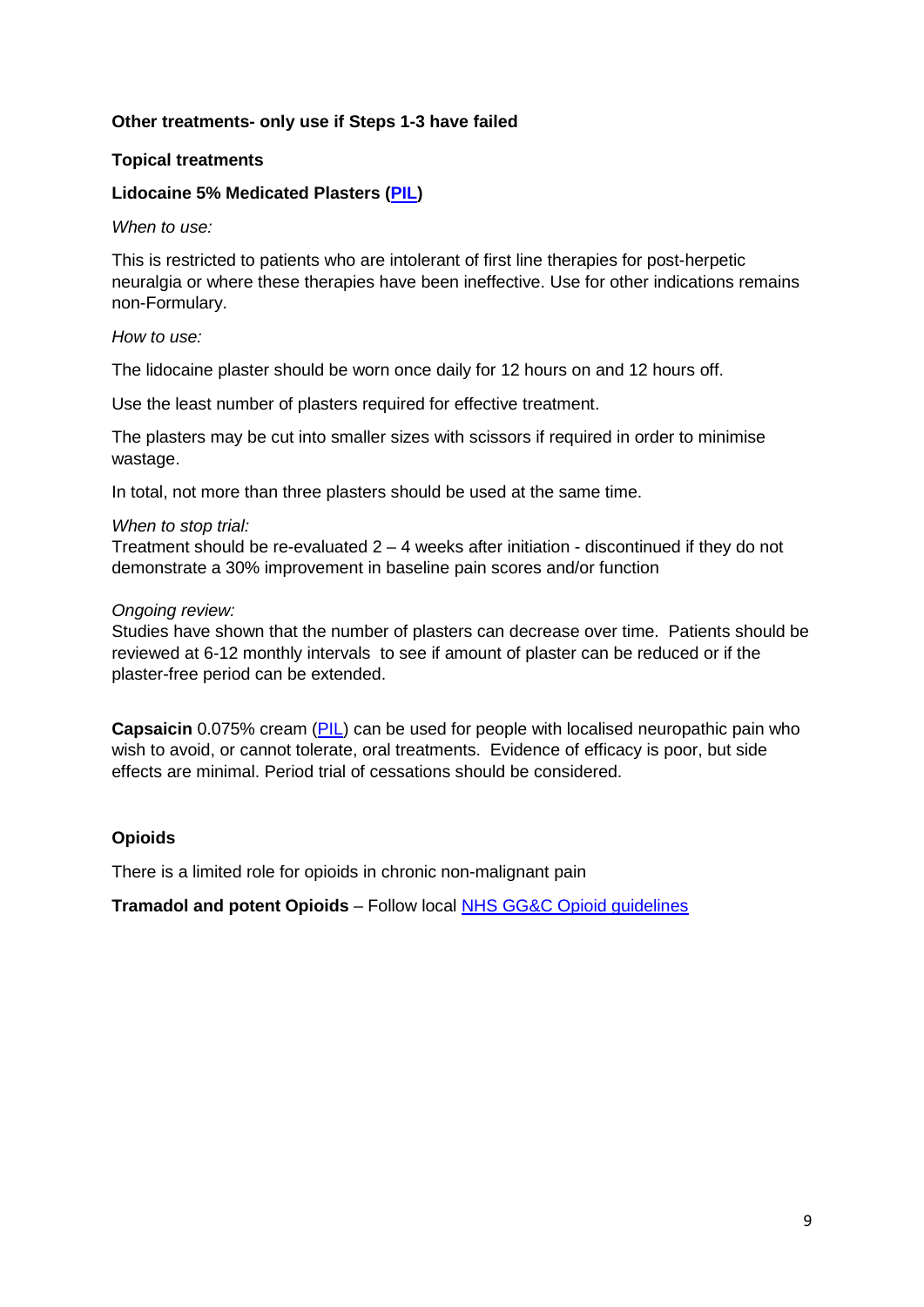**Other treatments- only use if Steps 1-3 have failed**

**Topical treatments**

**Lidocaine 5% Medicated Plasters (PIL)**

*When to use:*

This is restricted to patients who are intolerant of first line therapies for post-herpetic neuralgia or where these therapies have been ineffective. Use for other indications remains non-Formulary.

*How to use:*

The lidocaine plaster should be worn once daily for 12 hours on and 12 hours off.

Use the least number of plasters required for effective treatment.

The plasters may be cut into smaller sizes with scissors if required in order to minimise wastage.

In total, not more than three plasters should be used at the same time.

*When to stop trial:*
Treatment should be re-evaluated 2 – 4 weeks after initiation - discontinued if they do not demonstrate a 30% improvement in baseline pain scores and/or function

*Ongoing review:*
Studies have shown that the number of plasters can decrease over time. Patients should be reviewed at 6-12 monthly intervals to see if amount of plaster can be reduced or if the plaster-free period can be extended.

**Capsaicin** 0.075% cream (PIL) can be used for people with localised neuropathic pain who wish to avoid, or cannot tolerate, oral treatments. Evidence of efficacy is poor, but side effects are minimal. Period trial of cessations should be considered.

**Opioids**

There is a limited role for opioids in chronic non-malignant pain

**Tramadol and potent Opioids** – Follow local NHS GG&C Opioid guidelines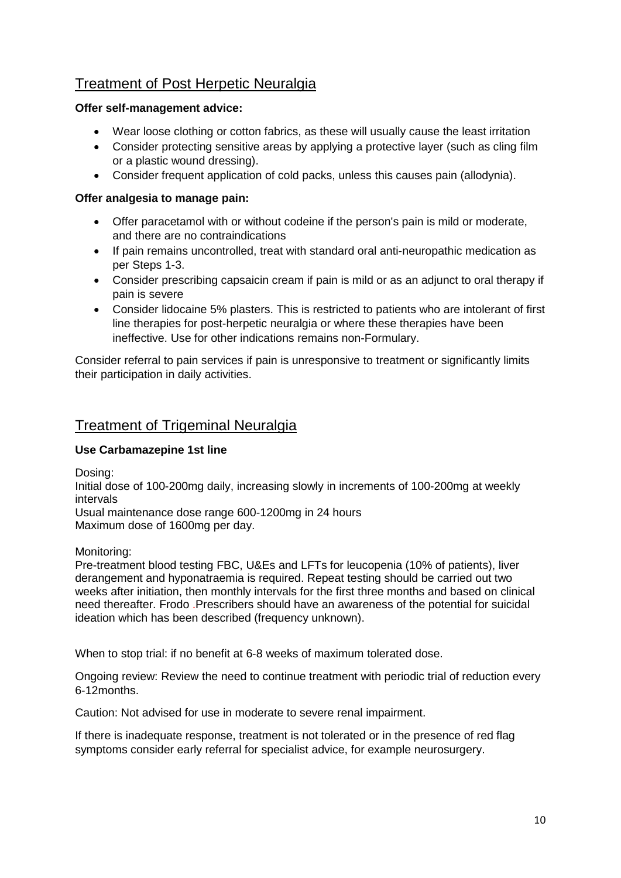## Treatment of Post Herpetic Neuralgia

**Offer self-management advice:**

- Wear loose clothing or cotton fabrics, as these will usually cause the least irritation
- Consider protecting sensitive areas by applying a protective layer (such as cling film or a plastic wound dressing).
- Consider frequent application of cold packs, unless this causes pain (allodynia).

**Offer analgesia to manage pain:**

- Offer paracetamol with or without codeine if the person's pain is mild or moderate, and there are no contraindications
- If pain remains uncontrolled, treat with standard oral anti-neuropathic medication as per Steps 1-3.
- Consider prescribing capsaicin cream if pain is mild or as an adjunct to oral therapy if pain is severe
- Consider lidocaine 5% plasters. This is restricted to patients who are intolerant of first line therapies for post-herpetic neuralgia or where these therapies have been ineffective. Use for other indications remains non-Formulary.

Consider referral to pain services if pain is unresponsive to treatment or significantly limits their participation in daily activities.

## Treatment of Trigeminal Neuralgia

**Use Carbamazepine 1st line**

Dosing:
Initial dose of 100-200mg daily, increasing slowly in increments of 100-200mg at weekly intervals
Usual maintenance dose range 600-1200mg in 24 hours
Maximum dose of 1600mg per day.

Monitoring:
Pre-treatment blood testing FBC, U&Es and LFTs for leucopenia (10% of patients), liver derangement and hyponatraemia is required. Repeat testing should be carried out two weeks after initiation, then monthly intervals for the first three months and based on clinical need thereafter. Frodo .Prescribers should have an awareness of the potential for suicidal ideation which has been described (frequency unknown).

When to stop trial: if no benefit at 6-8 weeks of maximum tolerated dose.

Ongoing review: Review the need to continue treatment with periodic trial of reduction every 6-12months.

Caution: Not advised for use in moderate to severe renal impairment.

If there is inadequate response, treatment is not tolerated or in the presence of red flag symptoms consider early referral for specialist advice, for example neurosurgery.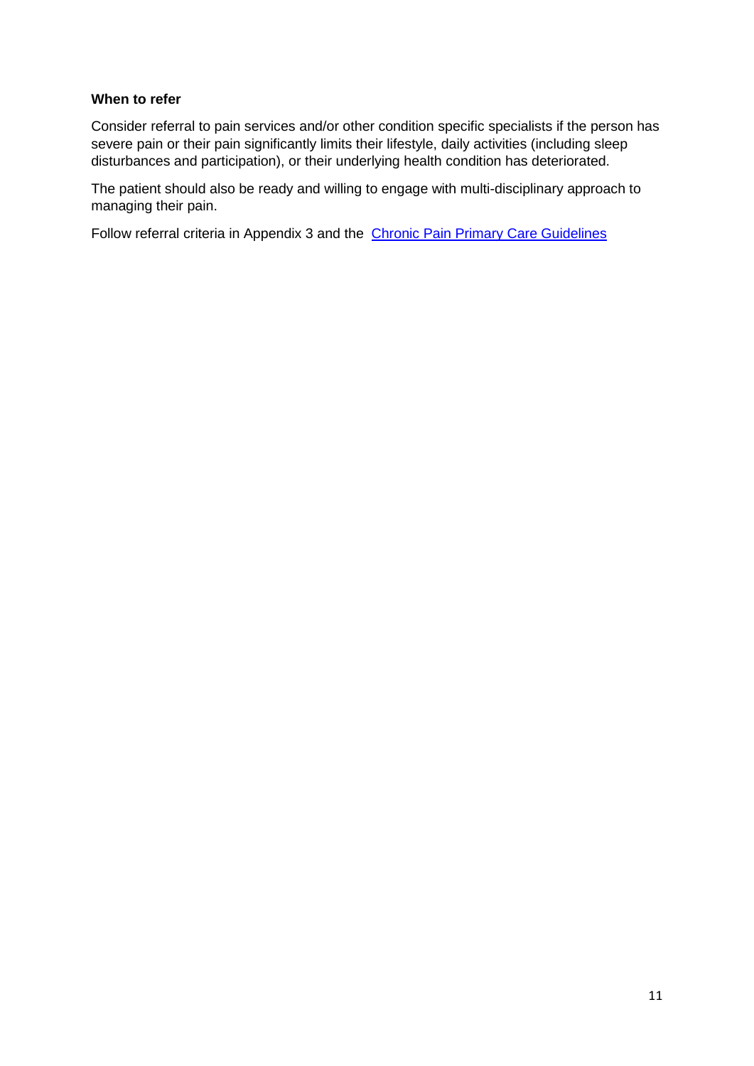**When to refer**

Consider referral to pain services and/or other condition specific specialists if the person has severe pain or their pain significantly limits their lifestyle, daily activities (including sleep disturbances and participation), or their underlying health condition has deteriorated.

The patient should also be ready and willing to engage with multi-disciplinary approach to managing their pain.

Follow referral criteria in Appendix 3 and the Chronic Pain Primary Care Guidelines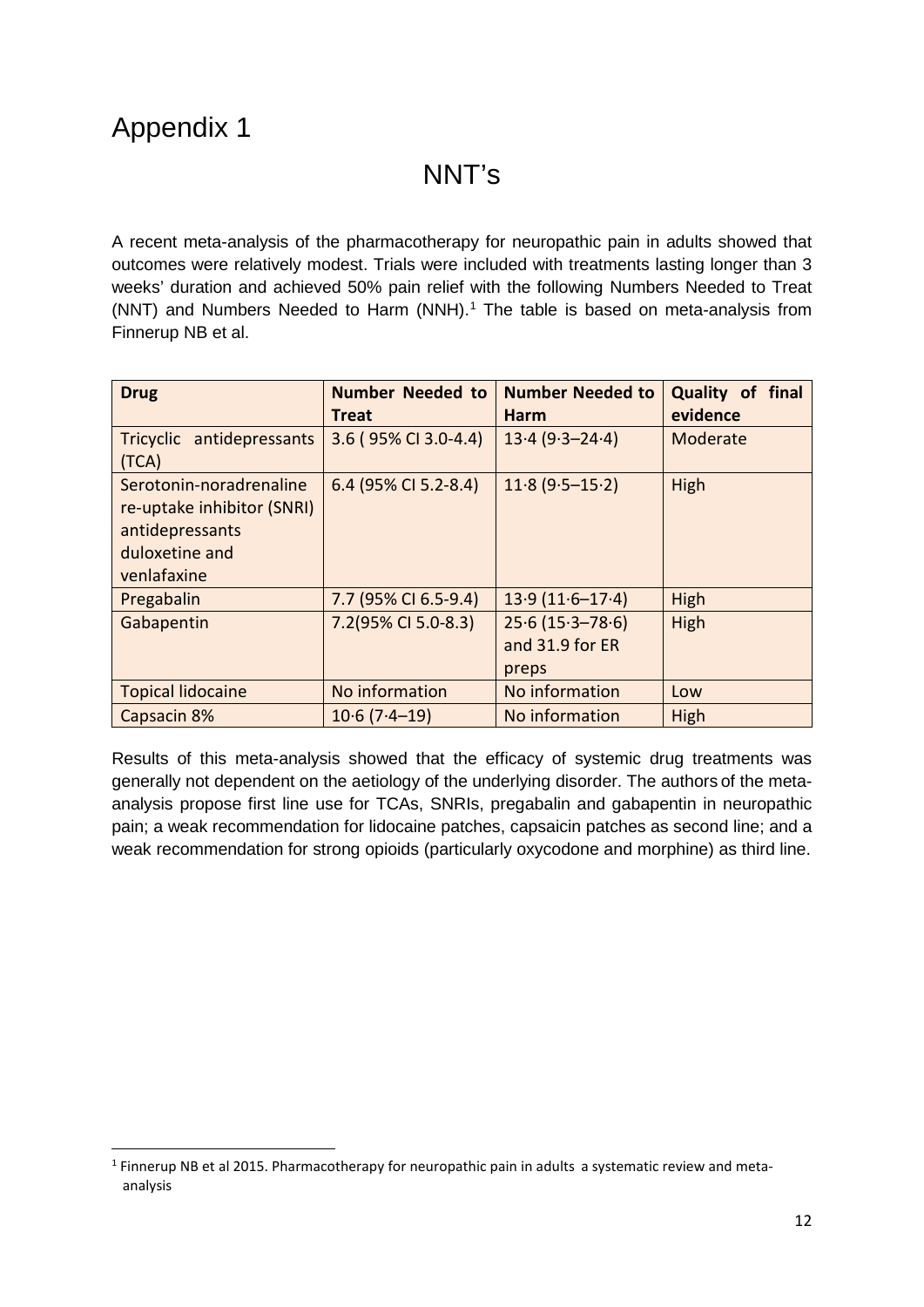# Appendix 1

## NNT's

A recent meta-analysis of the pharmacotherapy for neuropathic pain in adults showed that outcomes were relatively modest. Trials were included with treatments lasting longer than 3 weeks' duration and achieved 50% pain relief with the following Numbers Needed to Treat (NNT) and Numbers Needed to Harm (NNH).[1] The table is based on meta-analysis from Finnerup NB et al.

| Drug | Number Needed to Treat | Number Needed to Harm | Quality of final evidence |
|---|---|---|---|
| Tricyclic antidepressants (TCA) | 3.6 ( 95% CI 3.0-4.4) | 13·4 (9·3–24·4) | Moderate |
| Serotonin-noradrenaline re-uptake inhibitor (SNRI) antidepressants duloxetine and venlafaxine | 6.4 (95% CI 5.2-8.4) | 11·8 (9·5–15·2) | High |
| Pregabalin | 7.7 (95% CI 6.5-9.4) | 13·9 (11·6–17·4) | High |
| Gabapentin | 7.2(95% CI 5.0-8.3) | 25·6 (15·3–78·6) and 31.9 for ER preps | High |
| Topical lidocaine | No information | No information | Low |
| Capsacin 8% | 10·6 (7·4–19) | No information | High |

Results of this meta-analysis showed that the efficacy of systemic drug treatments was generally not dependent on the aetiology of the underlying disorder. The authors of the meta-analysis propose first line use for TCAs, SNRIs, pregabalin and gabapentin in neuropathic pain; a weak recommendation for lidocaine patches, capsaicin patches as second line; and a weak recommendation for strong opioids (particularly oxycodone and morphine) as third line.

[1] Finnerup NB et al 2015. Pharmacotherapy for neuropathic pain in adults a systematic review and meta-analysis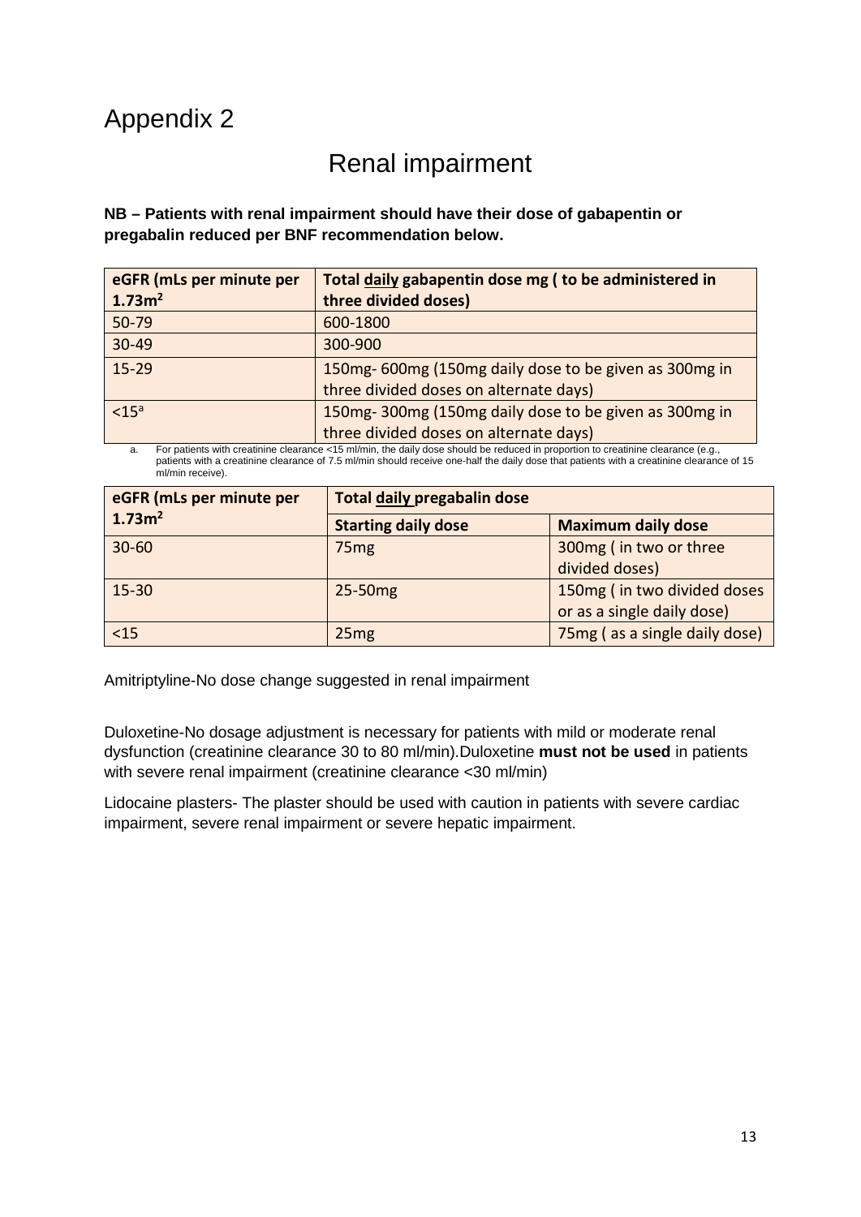# Appendix 2

## Renal impairment

**NB – Patients with renal impairment should have their dose of gabapentin or pregabalin reduced per BNF recommendation below.**

| eGFR (mLs per minute per $1.73m^2$ | Total daily gabapentin dose mg ( to be administered in three divided doses) |
|---|---|
| 50-79 | 600-1800 |
| 30-49 | 300-900 |
| 15-29 | 150mg- 600mg (150mg daily dose to be given as 300mg in three divided doses on alternate days) |
| <15[a] | 150mg- 300mg (150mg daily dose to be given as 300mg in three divided doses on alternate days) |

a. For patients with creatinine clearance <15 ml/min, the daily dose should be reduced in proportion to creatinine clearance (e.g., patients with a creatinine clearance of 7.5 ml/min should receive one-half the daily dose that patients with a creatinine clearance of 15 ml/min receive).

| eGFR (mLs per minute per $1.73m^2$ | Total daily pregabalin dose | |
|---|---|---|
| | Starting daily dose | Maximum daily dose |
| 30-60 | 75mg | 300mg ( in two or three divided doses) |
| 15-30 | 25-50mg | 150mg ( in two divided doses or as a single daily dose) |
| <15 | 25mg | 75mg ( as a single daily dose) |

Amitriptyline-No dose change suggested in renal impairment

Duloxetine-No dosage adjustment is necessary for patients with mild or moderate renal dysfunction (creatinine clearance 30 to 80 ml/min).Duloxetine **must not be used** in patients with severe renal impairment (creatinine clearance <30 ml/min)

Lidocaine plasters- The plaster should be used with caution in patients with severe cardiac impairment, severe renal impairment or severe hepatic impairment.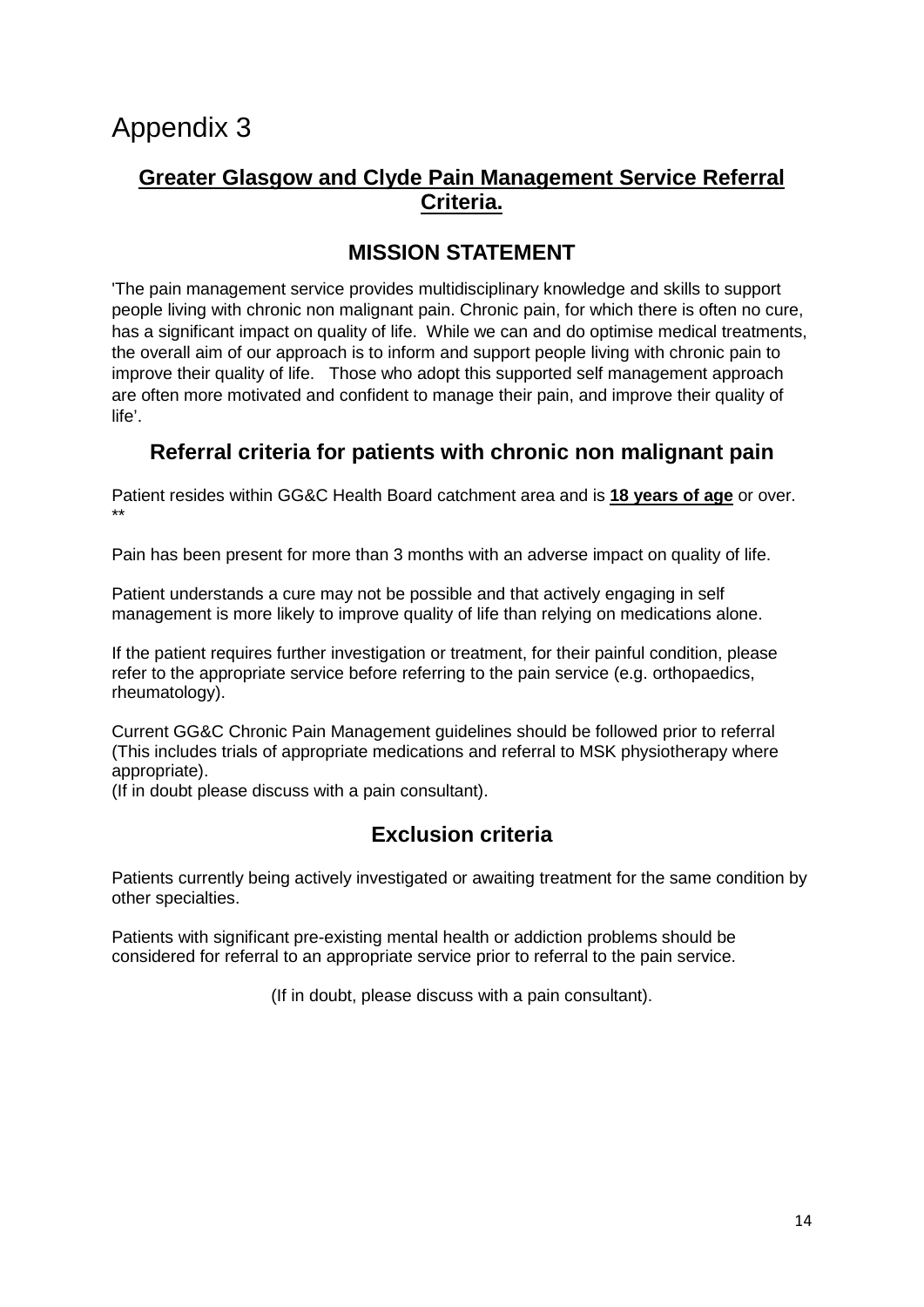# Appendix 3

## Greater Glasgow and Clyde Pain Management Service Referral Criteria.

### MISSION STATEMENT

'The pain management service provides multidisciplinary knowledge and skills to support people living with chronic non malignant pain. Chronic pain, for which there is often no cure, has a significant impact on quality of life. While we can and do optimise medical treatments, the overall aim of our approach is to inform and support people living with chronic pain to improve their quality of life. Those who adopt this supported self management approach are often more motivated and confident to manage their pain, and improve their quality of life'.

### Referral criteria for patients with chronic non malignant pain

Patient resides within GG&C Health Board catchment area and is **18 years of age** or over. **

Pain has been present for more than 3 months with an adverse impact on quality of life.

Patient understands a cure may not be possible and that actively engaging in self management is more likely to improve quality of life than relying on medications alone.

If the patient requires further investigation or treatment, for their painful condition, please refer to the appropriate service before referring to the pain service (e.g. orthopaedics, rheumatology).

Current GG&C Chronic Pain Management guidelines should be followed prior to referral (This includes trials of appropriate medications and referral to MSK physiotherapy where appropriate).
(If in doubt please discuss with a pain consultant).

### Exclusion criteria

Patients currently being actively investigated or awaiting treatment for the same condition by other specialties.

Patients with significant pre-existing mental health or addiction problems should be considered for referral to an appropriate service prior to referral to the pain service.

(If in doubt, please discuss with a pain consultant).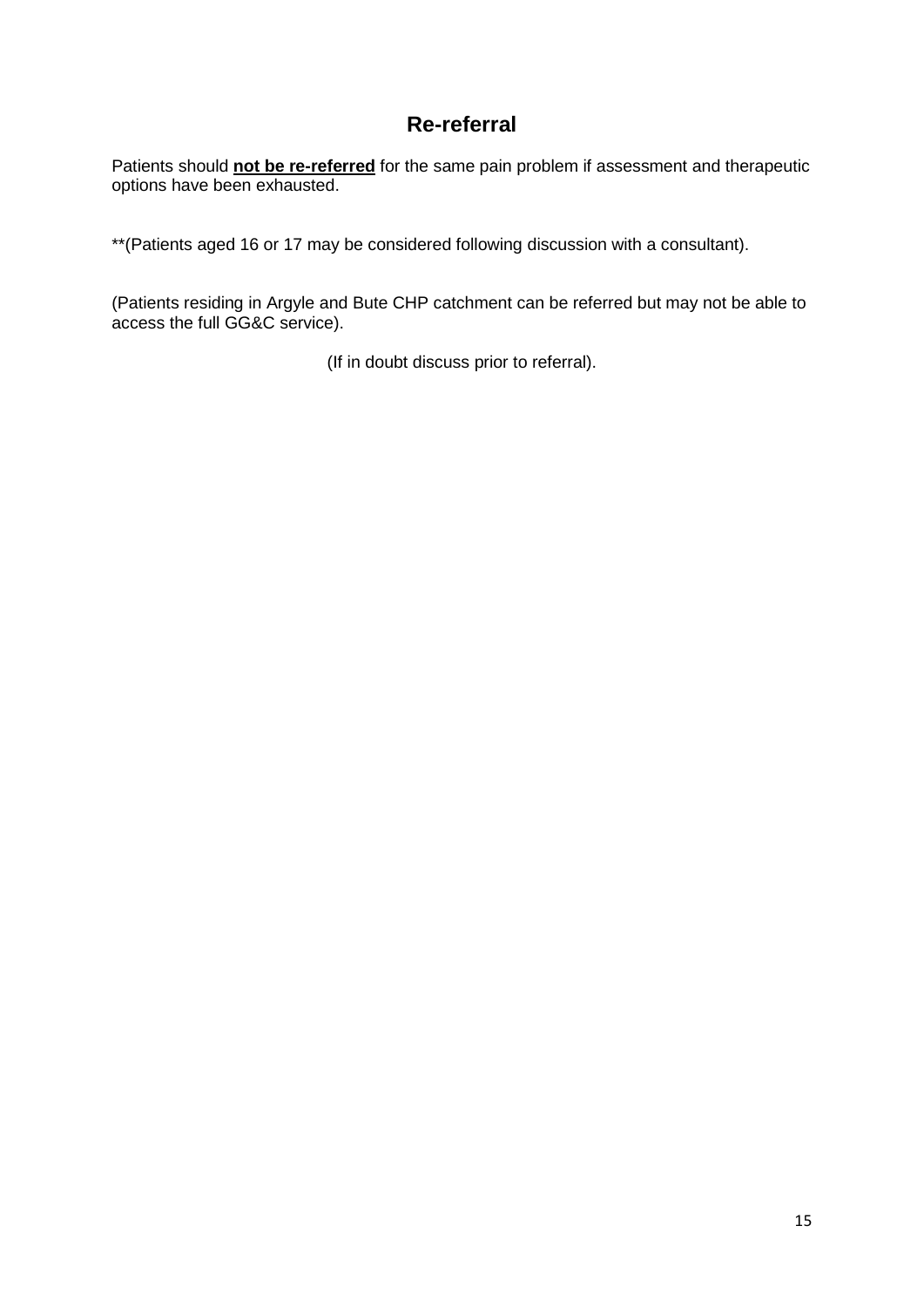## Re-referral

Patients should **not be re-referred** for the same pain problem if assessment and therapeutic options have been exhausted.

**(Patients aged 16 or 17 may be considered following discussion with a consultant).

(Patients residing in Argyle and Bute CHP catchment can be referred but may not be able to access the full GG&C service).

(If in doubt discuss prior to referral).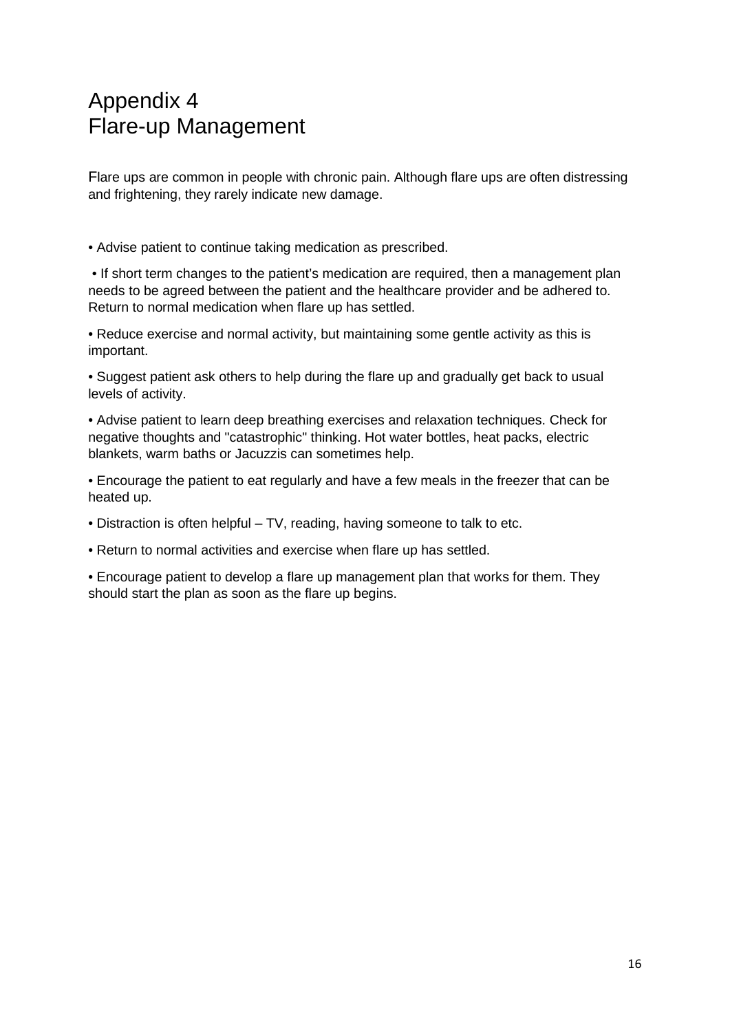# Appendix 4
# Flare-up Management

Flare ups are common in people with chronic pain. Although flare ups are often distressing and frightening, they rarely indicate new damage.

- Advise patient to continue taking medication as prescribed.
- If short term changes to the patient's medication are required, then a management plan needs to be agreed between the patient and the healthcare provider and be adhered to. Return to normal medication when flare up has settled.
- Reduce exercise and normal activity, but maintaining some gentle activity as this is important.
- Suggest patient ask others to help during the flare up and gradually get back to usual levels of activity.
- Advise patient to learn deep breathing exercises and relaxation techniques. Check for negative thoughts and "catastrophic" thinking. Hot water bottles, heat packs, electric blankets, warm baths or Jacuzzis can sometimes help.
- Encourage the patient to eat regularly and have a few meals in the freezer that can be heated up.
- Distraction is often helpful – TV, reading, having someone to talk to etc.
- Return to normal activities and exercise when flare up has settled.
- Encourage patient to develop a flare up management plan that works for them. They should start the plan as soon as the flare up begins.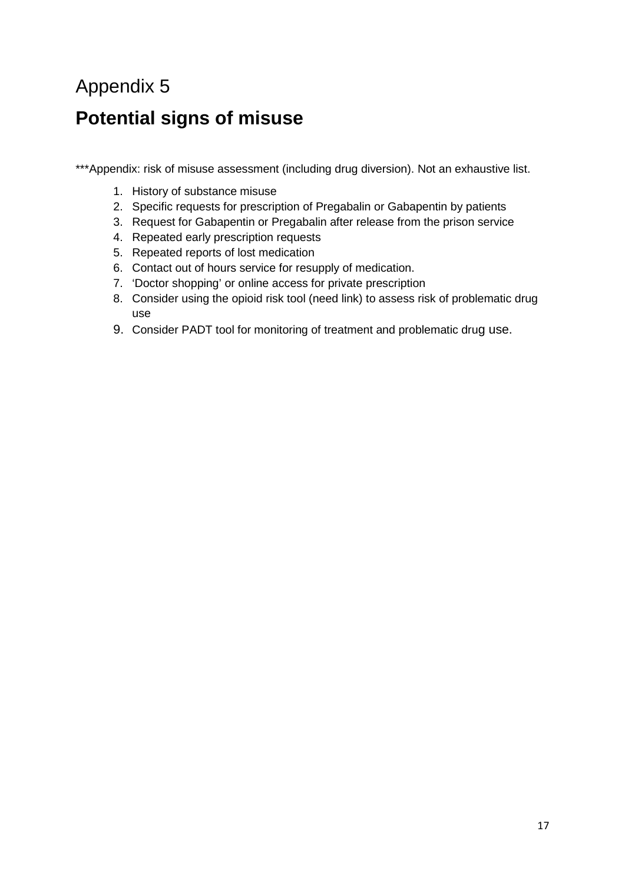# Appendix 5

## Potential signs of misuse

***Appendix: risk of misuse assessment (including drug diversion). Not an exhaustive list.

1. History of substance misuse
2. Specific requests for prescription of Pregabalin or Gabapentin by patients
3. Request for Gabapentin or Pregabalin after release from the prison service
4. Repeated early prescription requests
5. Repeated reports of lost medication
6. Contact out of hours service for resupply of medication.
7. 'Doctor shopping' or online access for private prescription
8. Consider using the opioid risk tool (need link) to assess risk of problematic drug use
9. Consider PADT tool for monitoring of treatment and problematic drug use.